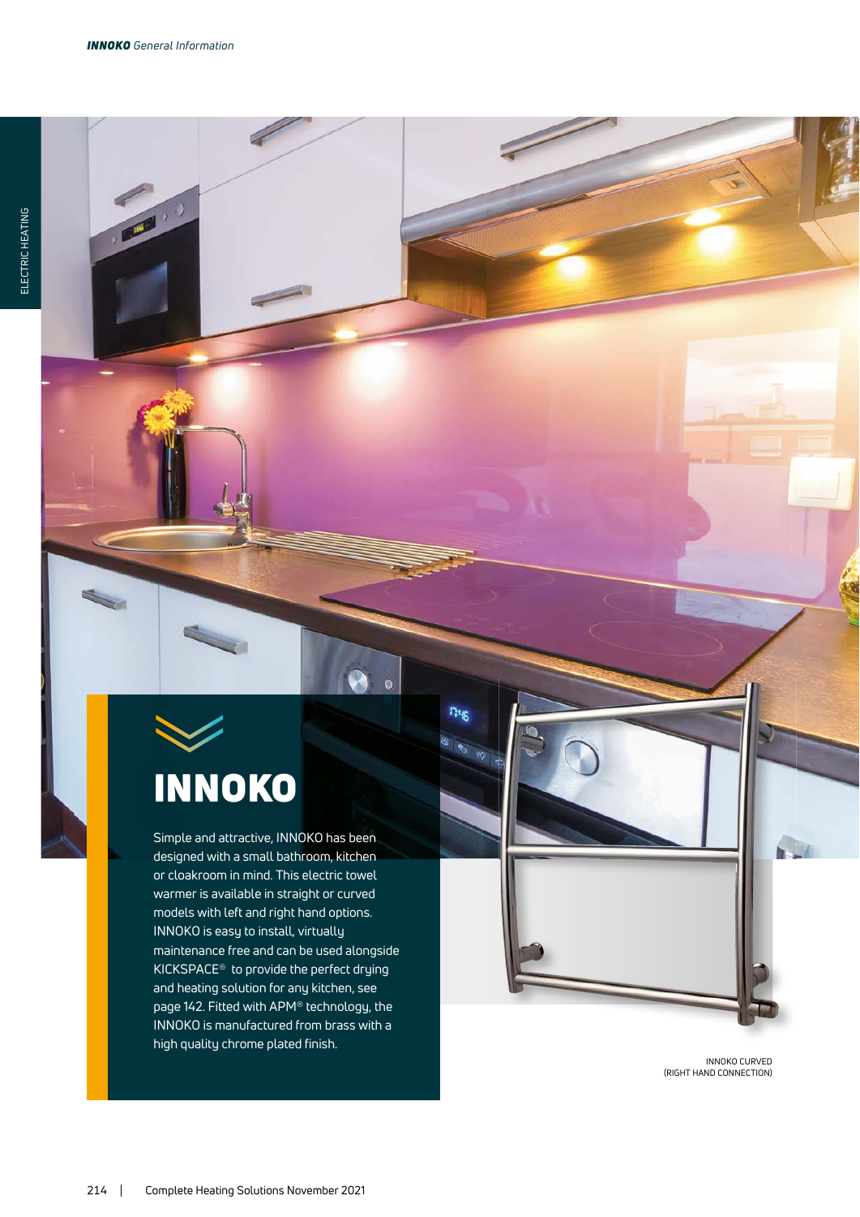# INNOKO

Simple and attractive, INNOKO has been designed with a small bathroom, kitchen or cloakroom in mind. This electric towel warmer is available in straight or curved models with left and right hand options. INNOKO is easy to install, virtually maintenance free and can be used alongside KICKSPACE® to provide the perfect drying and heating solution for any kitchen, see page 142. Fitted with APM® technology, the INNOKO is manufactured from brass with a high quality chrome plated finish.

INNOKO CURVED
(RIGHT HAND CONNECTION)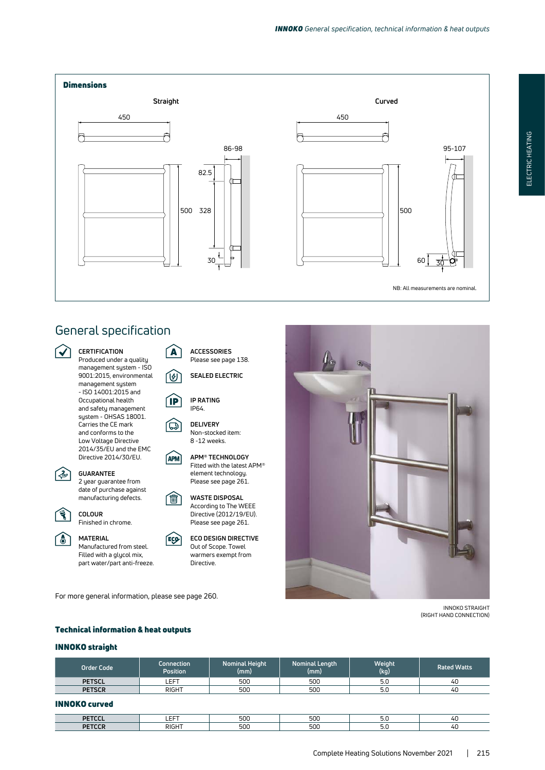## Dimensions

Straight

450

86-98

82.5

500 328

30

Curved

450

95-107

500

60 30

NB: All measurements are nominal.

# General specification

**CERTIFICATION**
Produced under a quality management system - ISO 9001:2015, environmental management system - ISO 14001:2015 and Occupational health and safety management system - OHSAS 18001. Carries the CE mark and conforms to the Low Voltage Directive 2014/35/EU and the EMC Directive 2014/30/EU.

**GUARANTEE**
2 year guarantee from date of purchase against manufacturing defects.

**COLOUR**
Finished in chrome.

**MATERIAL**
Manufactured from steel. Filled with a glycol mix, part water/part anti-freeze.

**ACCESSORIES**
Please see page 138.

**SEALED ELECTRIC**

**IP RATING**
IP64.

**DELIVERY**
Non-stocked item: 8 -12 weeks.

**APM® TECHNOLOGY**
Fitted with the latest APM® element technology. Please see page 261.

**WASTE DISPOSAL**
According to The WEEE Directive (2012/19/EU). Please see page 261.

**ECO DESIGN DIRECTIVE**
Out of Scope. Towel warmers exempt from Directive.

For more general information, please see page 260.

INNOKO STRAIGHT
(RIGHT HAND CONNECTION)

## Technical information & heat outputs

### INNOKO straight

| Order Code | Connection Position | Nominal Height (mm) | Nominal Length (mm) | Weight (kg) | Rated Watts |
|---|---|---|---|---|---|
| PETSCL | LEFT | 500 | 500 | 5.0 | 40 |
| PETSCR | RIGHT | 500 | 500 | 5.0 | 40 |

### INNOKO curved

| | | | | | |
|---|---|---|---|---|---|
| PETCCL | LEFT | 500 | 500 | 5.0 | 40 |
| PETCCR | RIGHT | 500 | 500 | 5.0 | 40 |